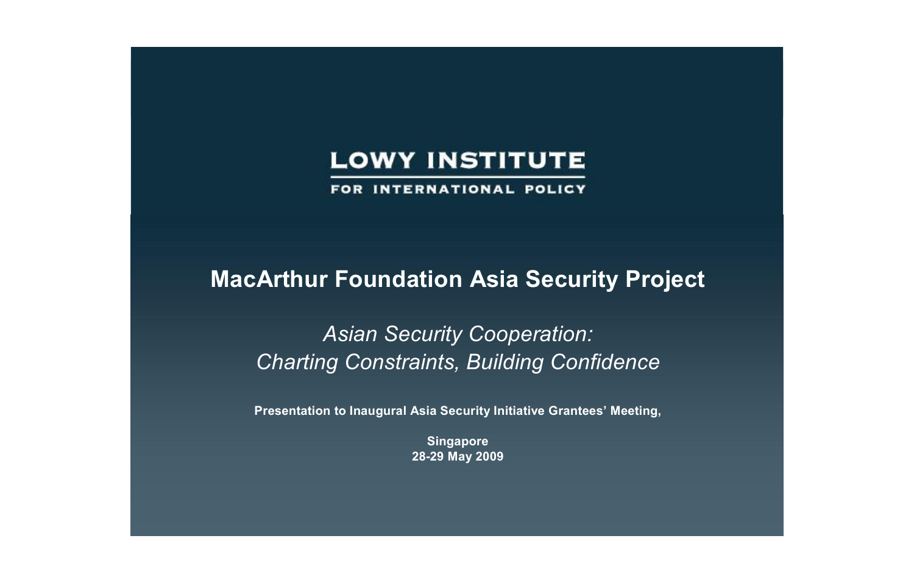LOWY INSTITUTE

FOR INTERNATIONAL POLICY

# MacArthur Foundation Asia Security Project

## *Asian Security Cooperation: Charting Constraints, Building Confidence*

**Presentation to Inaugural Asia Security Initiative Grantees' Meeting,**

**Singapore**
**28-29 May 2009**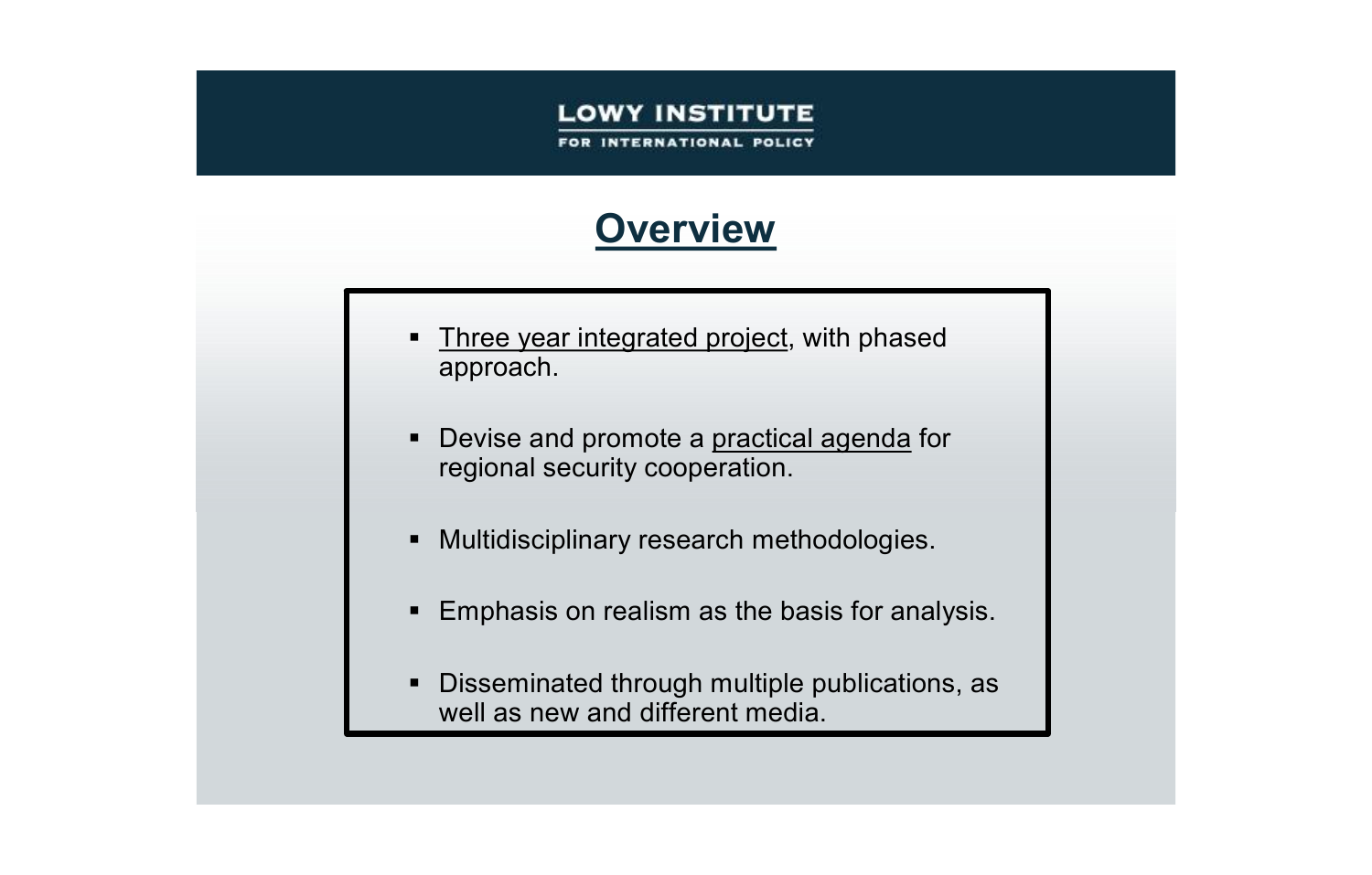LOWY INSTITUTE
FOR INTERNATIONAL POLICY

# Overview

- Three year integrated project, with phased approach.
- Devise and promote a practical agenda for regional security cooperation.
- Multidisciplinary research methodologies.
- Emphasis on realism as the basis for analysis.
- Disseminated through multiple publications, as well as new and different media.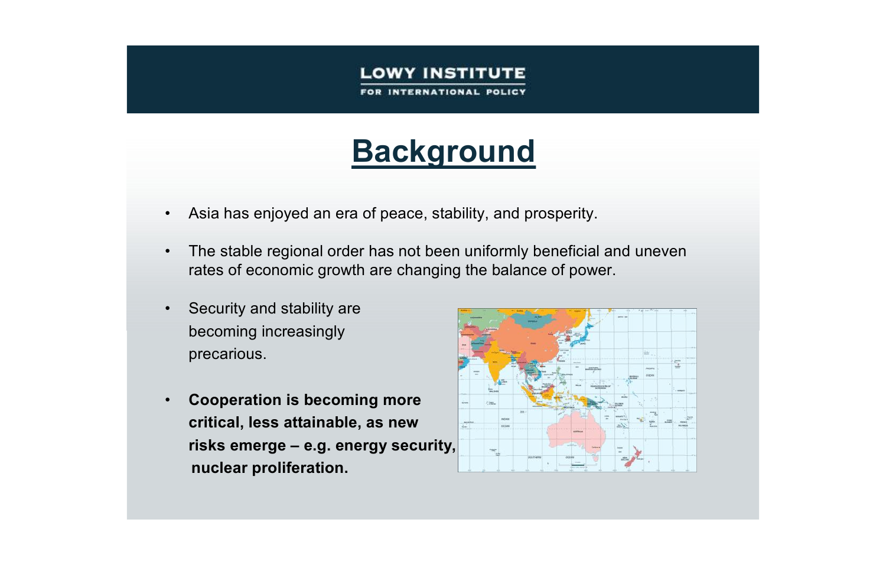# Background

- Asia has enjoyed an era of peace, stability, and prosperity.
- The stable regional order has not been uniformly beneficial and uneven rates of economic growth are changing the balance of power.
- Security and stability are becoming increasingly precarious.
- **Cooperation is becoming more critical, less attainable, as new risks emerge – e.g. energy security, nuclear proliferation.**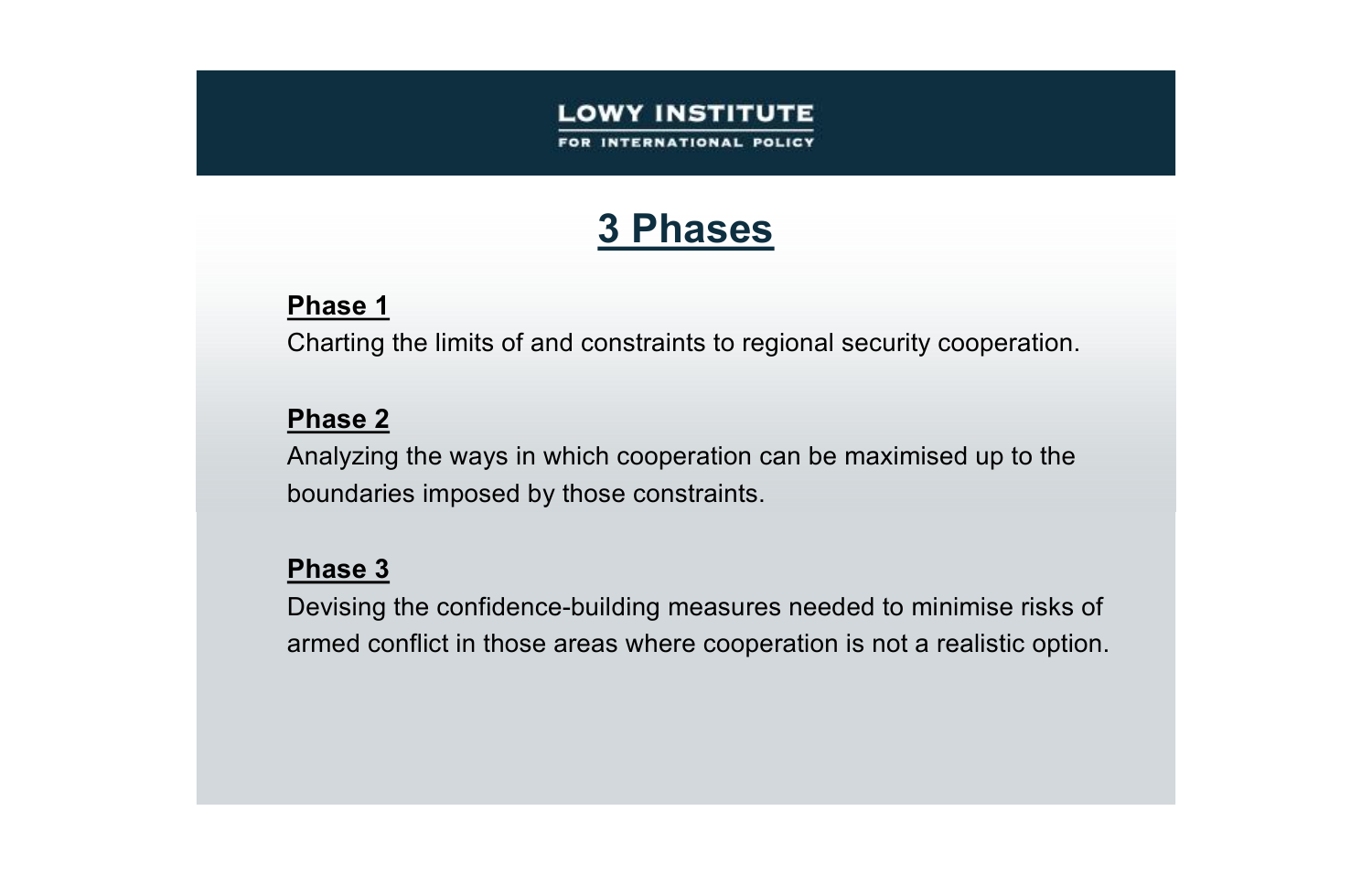# 3 Phases

**Phase 1**

Charting the limits of and constraints to regional security cooperation.

**Phase 2**

Analyzing the ways in which cooperation can be maximised up to the boundaries imposed by those constraints.

**Phase 3**

Devising the confidence-building measures needed to minimise risks of armed conflict in those areas where cooperation is not a realistic option.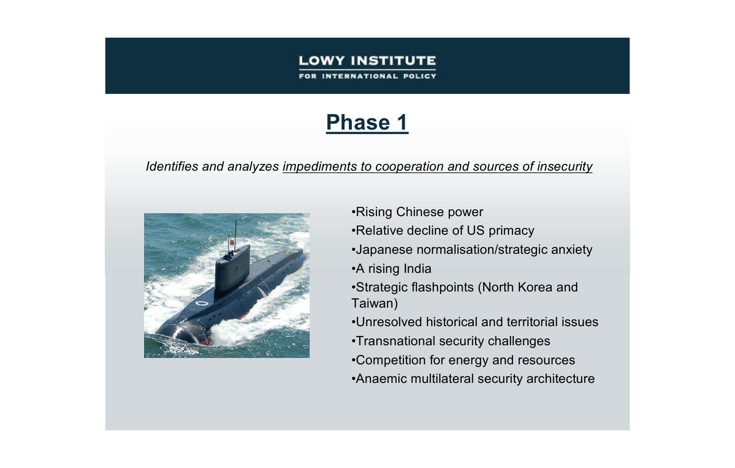# Phase 1

*Identifies and analyzes impediments to cooperation and sources of insecurity*

- Rising Chinese power
- Relative decline of US primacy
- Japanese normalisation/strategic anxiety
- A rising India
- Strategic flashpoints (North Korea and Taiwan)
- Unresolved historical and territorial issues
- Transnational security challenges
- Competition for energy and resources
- Anaemic multilateral security architecture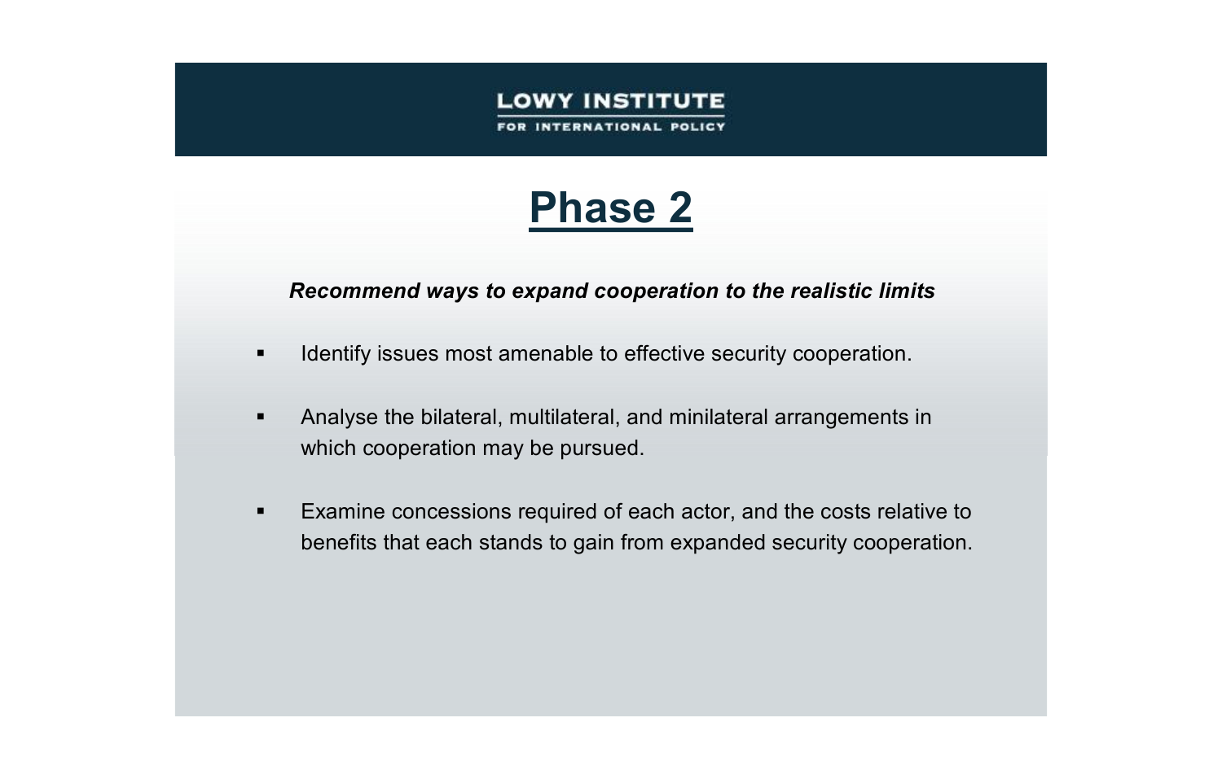LOWY INSTITUTE
FOR INTERNATIONAL POLICY

# Phase 2

***Recommend ways to expand cooperation to the realistic limits***

- Identify issues most amenable to effective security cooperation.
- Analyse the bilateral, multilateral, and minilateral arrangements in which cooperation may be pursued.
- Examine concessions required of each actor, and the costs relative to benefits that each stands to gain from expanded security cooperation.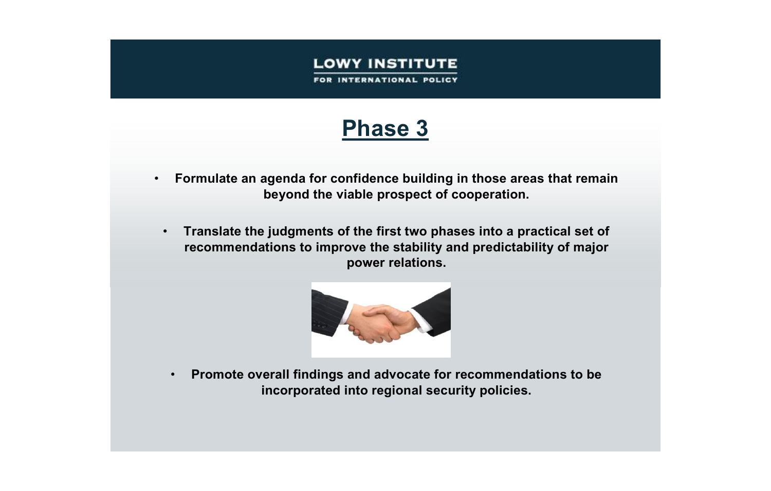LOWY INSTITUTE
FOR INTERNATIONAL POLICY

# Phase 3

- **Formulate an agenda for confidence building in those areas that remain beyond the viable prospect of cooperation.**

- **Translate the judgments of the first two phases into a practical set of recommendations to improve the stability and predictability of major power relations.**

- **Promote overall findings and advocate for recommendations to be incorporated into regional security policies.**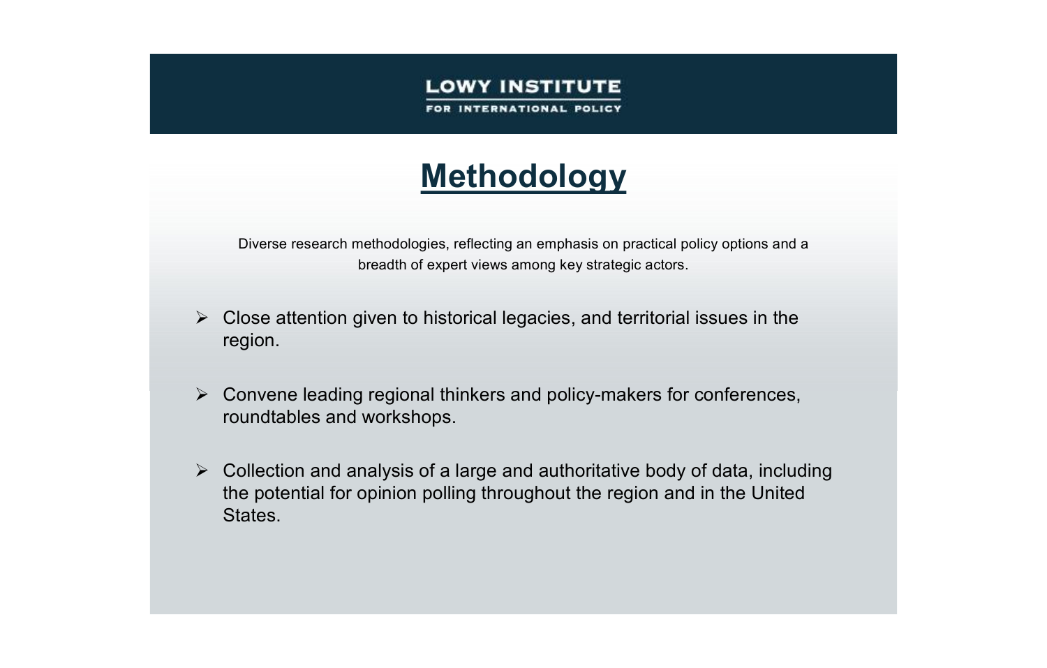LOWY INSTITUTE
FOR INTERNATIONAL POLICY

# Methodology

Diverse research methodologies, reflecting an emphasis on practical policy options and a breadth of expert views among key strategic actors.

- Close attention given to historical legacies, and territorial issues in the region.
- Convene leading regional thinkers and policy-makers for conferences, roundtables and workshops.
- Collection and analysis of a large and authoritative body of data, including the potential for opinion polling throughout the region and in the United States.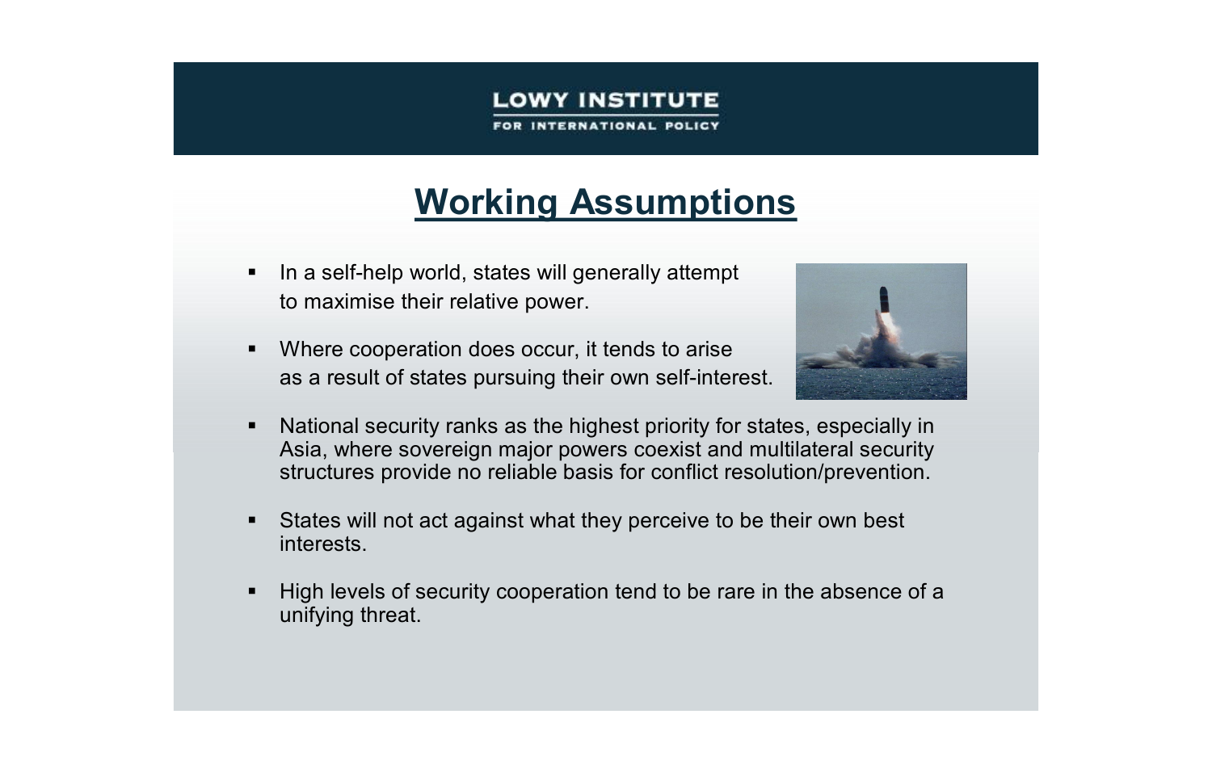## Working Assumptions

- In a self-help world, states will generally attempt to maximise their relative power.
- Where cooperation does occur, it tends to arise as a result of states pursuing their own self-interest.
- National security ranks as the highest priority for states, especially in Asia, where sovereign major powers coexist and multilateral security structures provide no reliable basis for conflict resolution/prevention.
- States will not act against what they perceive to be their own best interests.
- High levels of security cooperation tend to be rare in the absence of a unifying threat.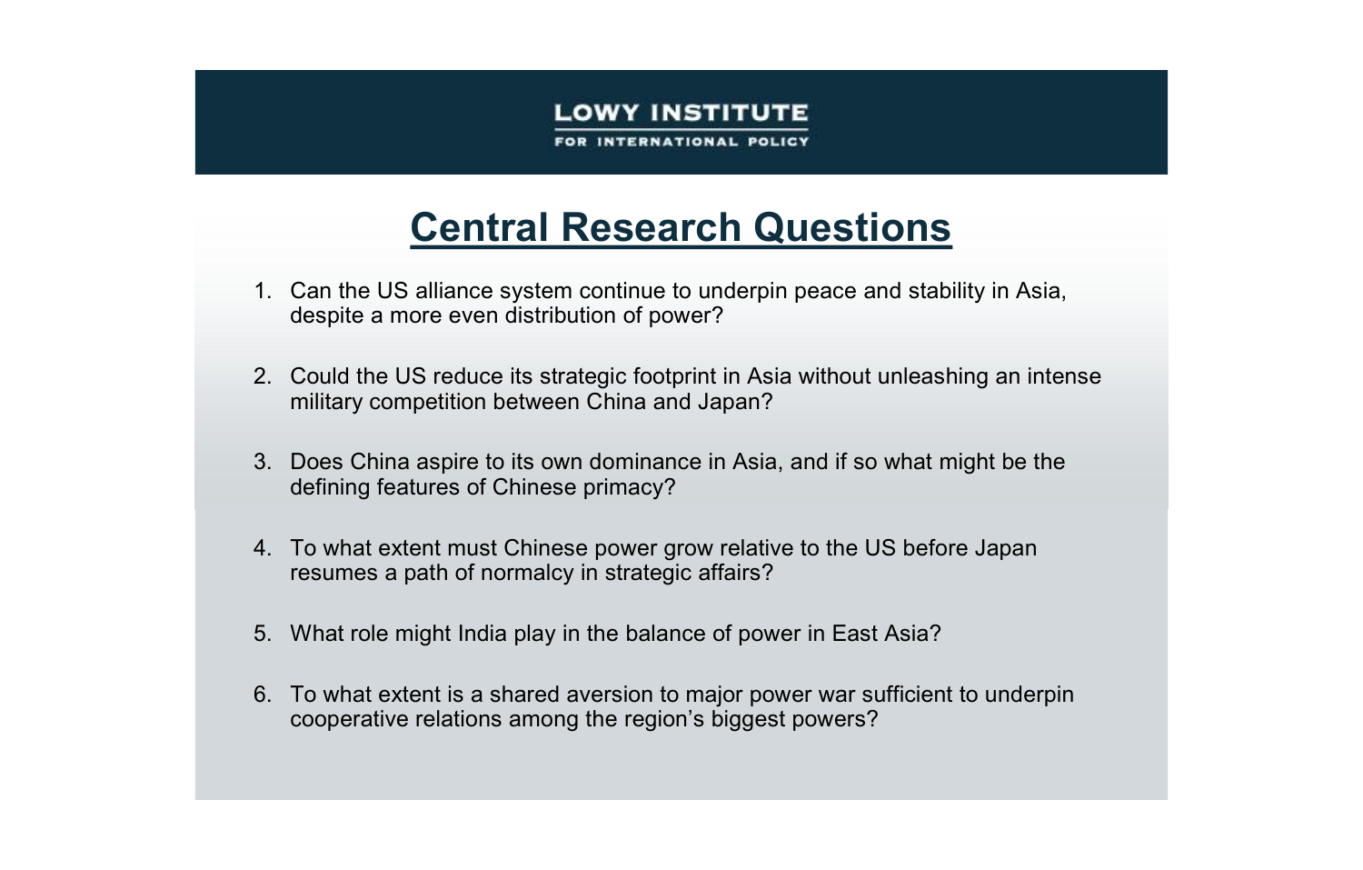LOWY INSTITUTE
FOR INTERNATIONAL POLICY

# Central Research Questions

1. Can the US alliance system continue to underpin peace and stability in Asia, despite a more even distribution of power?
2. Could the US reduce its strategic footprint in Asia without unleashing an intense military competition between China and Japan?
3. Does China aspire to its own dominance in Asia, and if so what might be the defining features of Chinese primacy?
4. To what extent must Chinese power grow relative to the US before Japan resumes a path of normalcy in strategic affairs?
5. What role might India play in the balance of power in East Asia?
6. To what extent is a shared aversion to major power war sufficient to underpin cooperative relations among the region's biggest powers?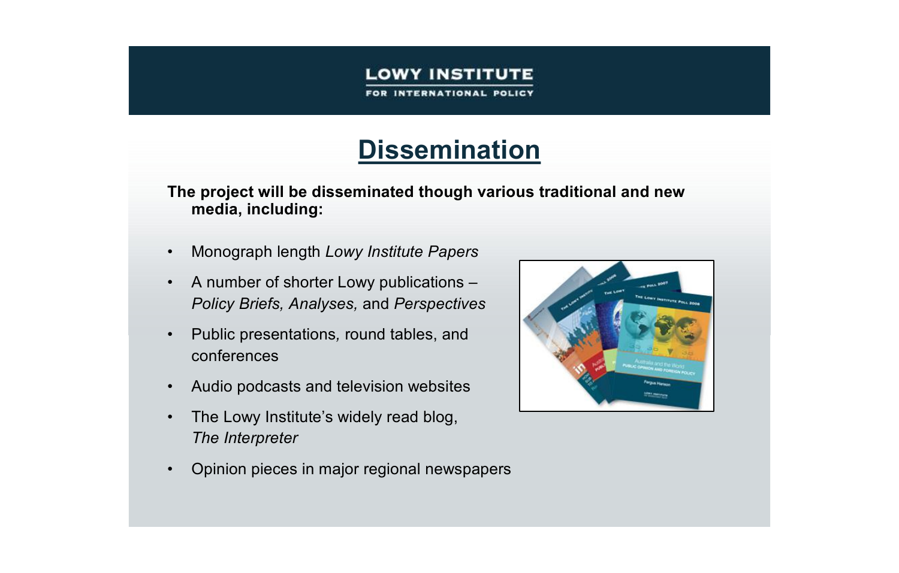**LOWY INSTITUTE**

**FOR INTERNATIONAL POLICY**

# Dissemination

**The project will be disseminated though various traditional and new media, including:**

- Monograph length *Lowy Institute Papers*
- A number of shorter Lowy publications – *Policy Briefs, Analyses,* and *Perspectives*
- Public presentations, round tables, and conferences
- Audio podcasts and television websites
- The Lowy Institute's widely read blog, *The Interpreter*
- Opinion pieces in major regional newspapers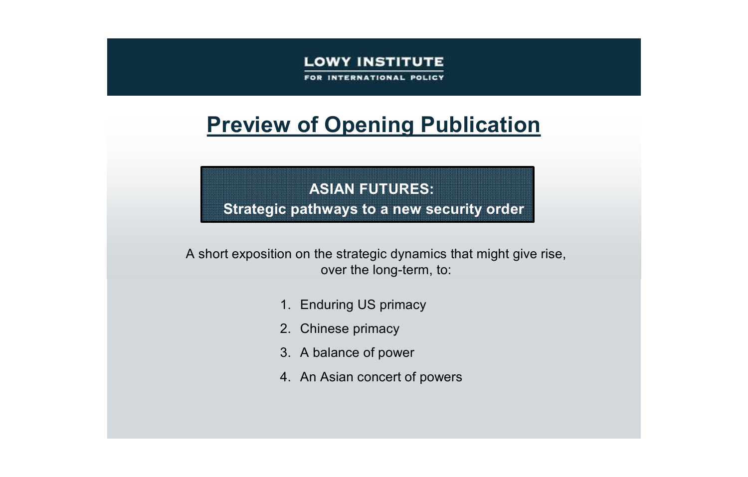LOWY INSTITUTE

FOR INTERNATIONAL POLICY

# Preview of Opening Publication

**ASIAN FUTURES:**
**Strategic pathways to a new security order**

A short exposition on the strategic dynamics that might give rise, over the long-term, to:

1. Enduring US primacy
2. Chinese primacy
3. A balance of power
4. An Asian concert of powers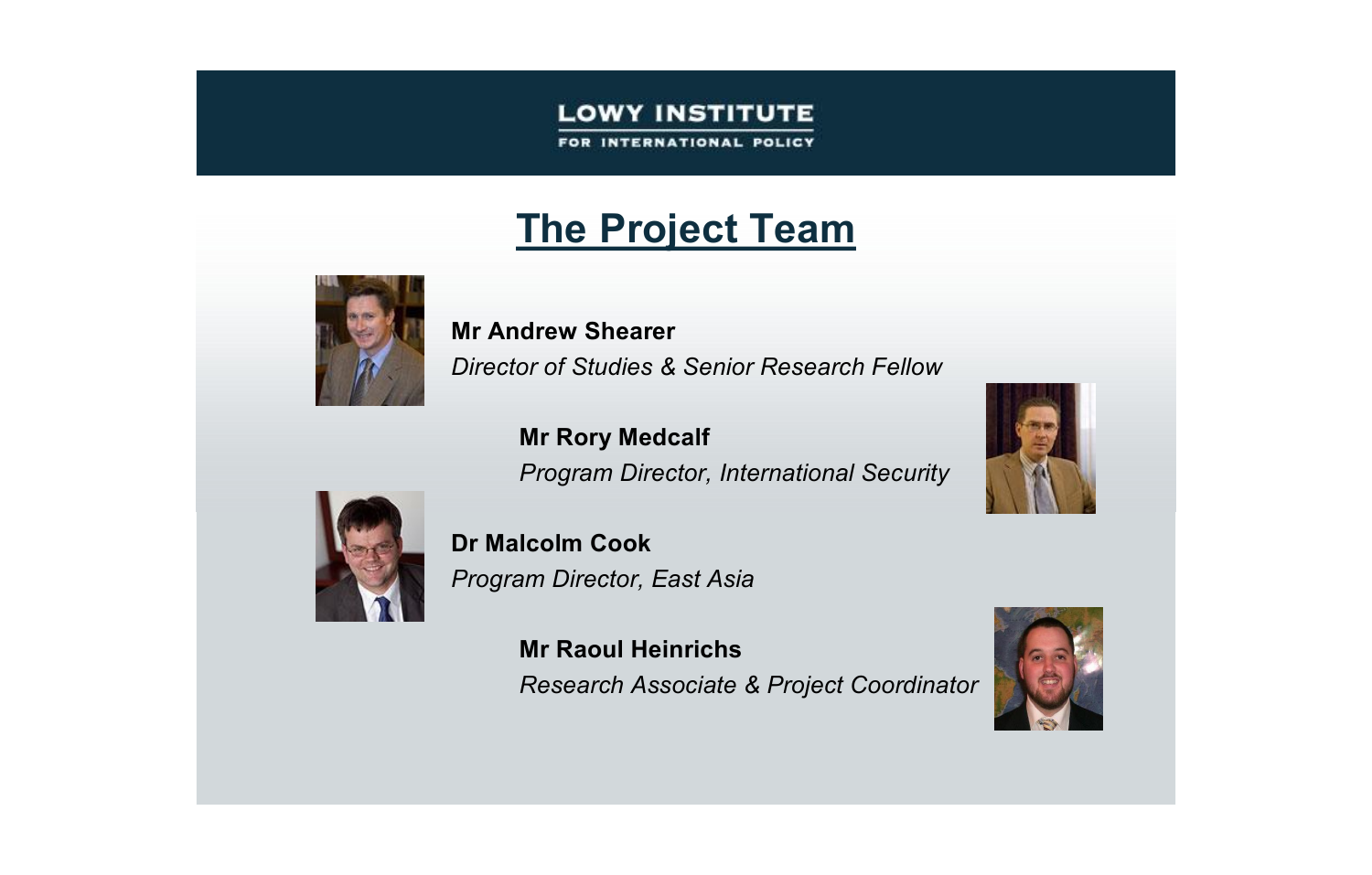LOWY INSTITUTE

FOR INTERNATIONAL POLICY

# The Project Team

**Mr Andrew Shearer**
*Director of Studies & Senior Research Fellow*

**Mr Rory Medcalf**
*Program Director, International Security*

**Dr Malcolm Cook**
*Program Director, East Asia*

**Mr Raoul Heinrichs**
*Research Associate & Project Coordinator*